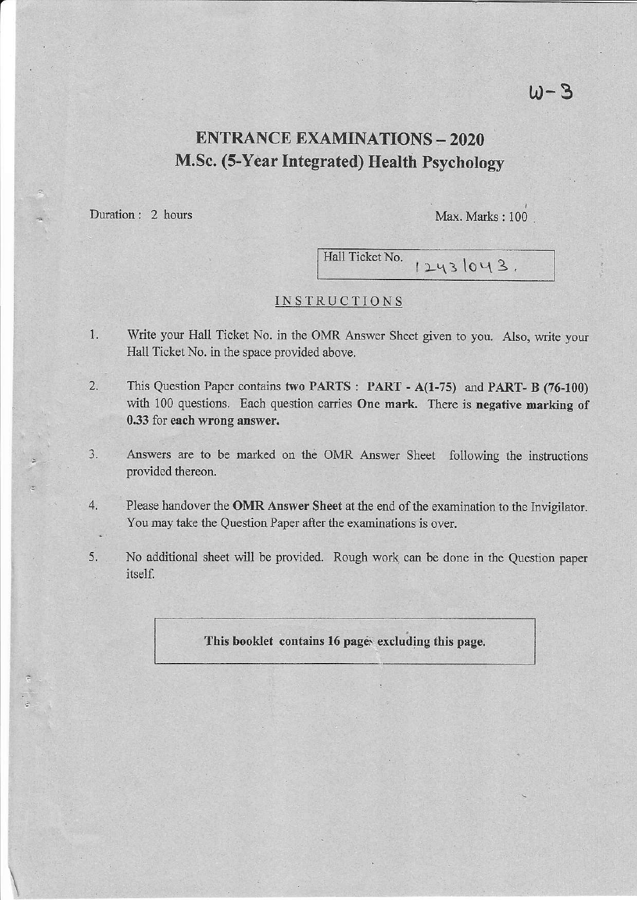W-3

# ENTRANCE EXAMINATIONS – 2020

## M.Sc. (5-Year Integrated) Health Psychology

Duration : 2 hours

Max. Marks : 100

Hall Ticket No. 12431043.

### INSTRUCTIONS

1. Write your Hall Ticket No. in the OMR Answer Sheet given to you. Also, write your Hall Ticket No. in the space provided above.

2. This Question Paper contains two PARTS : **PART - A(1-75)** and **PART- B (76-100)** with 100 questions. Each question carries **One mark**. There is **negative marking of 0.33** for **each wrong answer.**

3. Answers are to be marked on the OMR Answer Sheet following the instructions provided thereon.

4. Please handover the **OMR Answer Sheet** at the end of the examination to the Invigilator. You may take the Question Paper after the examinations is over.

5. No additional sheet will be provided. Rough work can be done in the Question paper itself.

**This booklet contains 16 pages excluding this page.**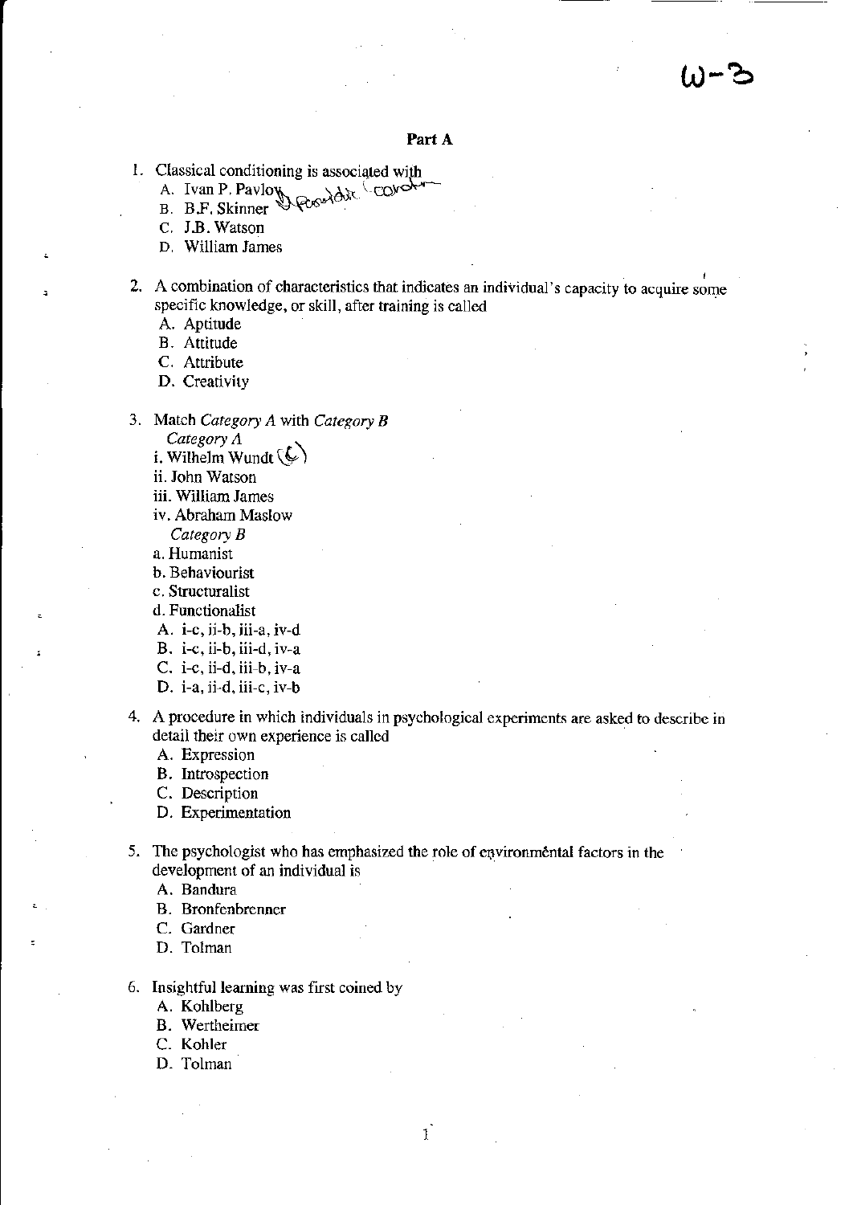W-3

## Part A

1. Classical conditioning is associated with
   A. Ivan P. Pavlov
   B. B.F. Skinner
   C. J.B. Watson
   D. William James

2. A combination of characteristics that indicates an individual's capacity to acquire some specific knowledge, or skill, after training is called
   A. Aptitude
   B. Attitude
   C. Attribute
   D. Creativity

3. Match *Category A* with *Category B*
   *Category A*
   i. Wilhelm Wundt
   ii. John Watson
   iii. William James
   iv. Abraham Maslow
   *Category B*
   a. Humanist
   b. Behaviourist
   c. Structuralist
   d. Functionalist
   A. i-c, ii-b, iii-a, iv-d
   B. i-c, ii-b, iii-d, iv-a
   C. i-c, ii-d, iii-b, iv-a
   D. i-a, ii-d, iii-c, iv-b

4. A procedure in which individuals in psychological experiments are asked to describe in detail their own experience is called
   A. Expression
   B. Introspection
   C. Description
   D. Experimentation

5. The psychologist who has emphasized the role of environmental factors in the development of an individual is
   A. Bandura
   B. Bronfenbrenner
   C. Gardner
   D. Tolman

6. Insightful learning was first coined by
   A. Kohlberg
   B. Wertheimer
   C. Kohler
   D. Tolman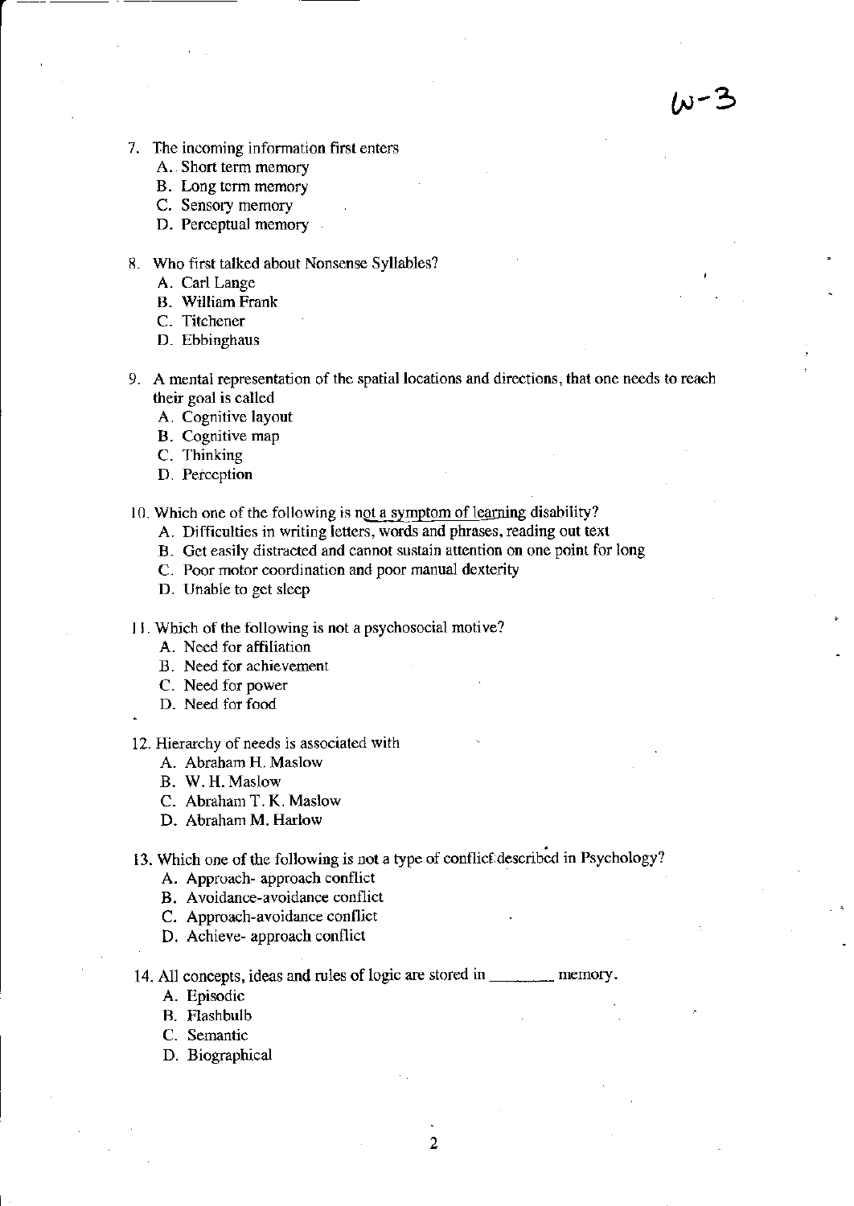W-3

7. The incoming information first enters
   - A. Short term memory
   - B. Long term memory
   - C. Sensory memory
   - D. Perceptual memory

8. Who first talked about Nonsense Syllables?
   - A. Carl Lange
   - B. William Frank
   - C. Titchener
   - D. Ebbinghaus

9. A mental representation of the spatial locations and directions, that one needs to reach their goal is called
   - A. Cognitive layout
   - B. Cognitive map
   - C. Thinking
   - D. Perception

10. Which one of the following is not a symptom of learning disability?
    - A. Difficulties in writing letters, words and phrases, reading out text
    - B. Get easily distracted and cannot sustain attention on one point for long
    - C. Poor motor coordination and poor manual dexterity
    - D. Unable to get sleep

11. Which of the following is not a psychosocial motive?
    - A. Need for affiliation
    - B. Need for achievement
    - C. Need for power
    - D. Need for food

12. Hierarchy of needs is associated with
    - A. Abraham H. Maslow
    - B. W. H. Maslow
    - C. Abraham T. K. Maslow
    - D. Abraham M. Harlow

13. Which one of the following is not a type of conflict described in Psychology?
    - A. Approach- approach conflict
    - B. Avoidance-avoidance conflict
    - C. Approach-avoidance conflict
    - D. Achieve- approach conflict

14. All concepts, ideas and rules of logic are stored in ________ memory.
    - A. Episodic
    - B. Flashbulb
    - C. Semantic
    - D. Biographical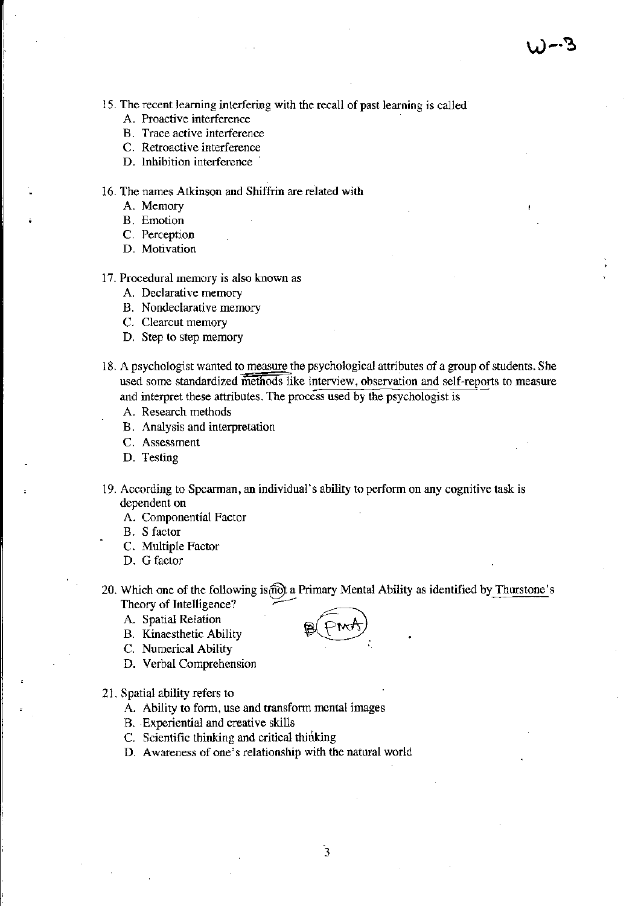15. The recent learning interfering with the recall of past learning is called
    - A. Proactive interference
    - B. Trace active interference
    - C. Retroactive interference
    - D. Inhibition interference

16. The names Atkinson and Shiffrin are related with
    - A. Memory
    - B. Emotion
    - C. Perception
    - D. Motivation

17. Procedural memory is also known as
    - A. Declarative memory
    - B. Nondeclarative memory
    - C. Clearcut memory
    - D. Step to step memory

18. A psychologist wanted to measure the psychological attributes of a group of students. She used some standardized methods like interview, observation and self-reports to measure and interpret these attributes. The process used by the psychologist is
    - A. Research methods
    - B. Analysis and interpretation
    - C. Assessment
    - D. Testing

19. According to Spearman, an individual's ability to perform on any cognitive task is dependent on
    - A. Componential Factor
    - B. S factor
    - C. Multiple Factor
    - D. G factor

20. Which one of the following is not a Primary Mental Ability as identified by Thurstone's Theory of Intelligence?
    - A. Spatial Relation
    - B. Kinaesthetic Ability
    - C. Numerical Ability
    - D. Verbal Comprehension

21. Spatial ability refers to
    - A. Ability to form, use and transform mental images
    - B. Experiential and creative skills
    - C. Scientific thinking and critical thinking
    - D. Awareness of one's relationship with the natural world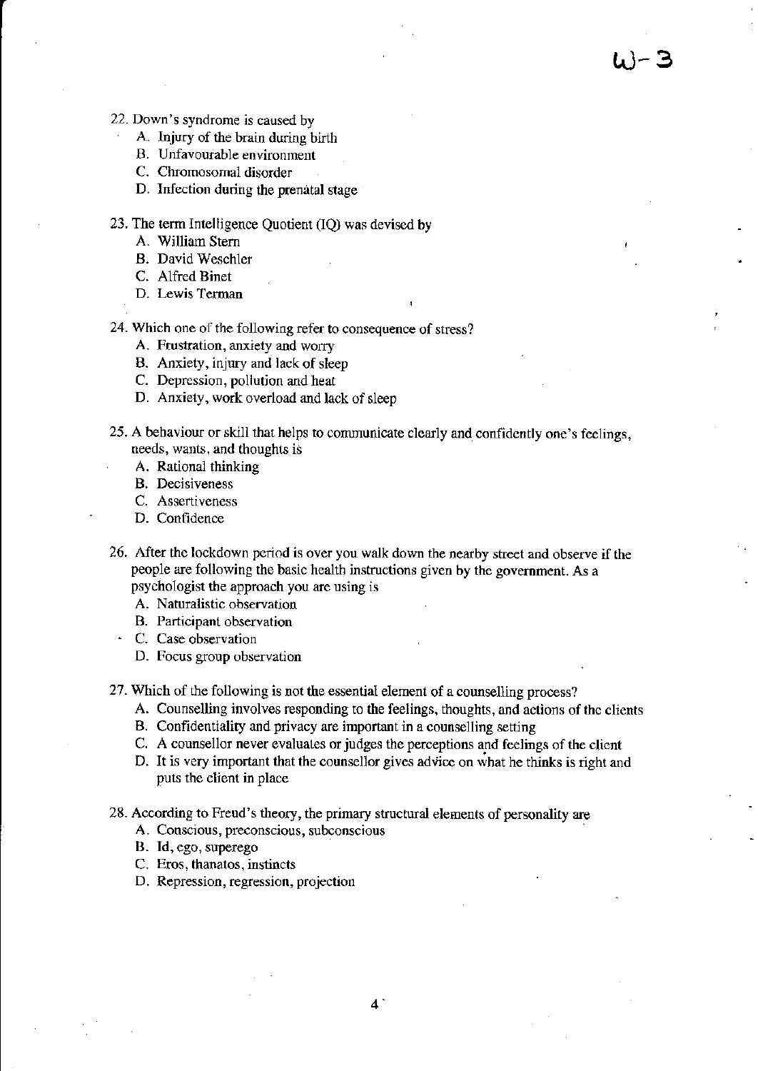22. Down's syndrome is caused by
    A. Injury of the brain during birth
    B. Unfavourable environment
    C. Chromosomal disorder
    D. Infection during the prenatal stage

23. The term Intelligence Quotient (IQ) was devised by
    A. William Stern
    B. David Weschler
    C. Alfred Binet
    D. Lewis Terman

24. Which one of the following refer to consequence of stress?
    A. Frustration, anxiety and worry
    B. Anxiety, injury and lack of sleep
    C. Depression, pollution and heat
    D. Anxiety, work overload and lack of sleep

25. A behaviour or skill that helps to communicate clearly and confidently one's feelings, needs, wants, and thoughts is
    A. Rational thinking
    B. Decisiveness
    C. Assertiveness
    D. Confidence

26. After the lockdown period is over you walk down the nearby street and observe if the people are following the basic health instructions given by the government. As a psychologist the approach you are using is
    A. Naturalistic observation
    B. Participant observation
    C. Case observation
    D. Focus group observation

27. Which of the following is not the essential element of a counselling process?
    A. Counselling involves responding to the feelings, thoughts, and actions of the clients
    B. Confidentiality and privacy are important in a counselling setting
    C. A counsellor never evaluates or judges the perceptions and feelings of the client
    D. It is very important that the counsellor gives advice on what he thinks is right and puts the client in place

28. According to Freud's theory, the primary structural elements of personality are
    A. Conscious, preconscious, subconscious
    B. Id, ego, superego
    C. Eros, thanatos, instincts
    D. Repression, regression, projection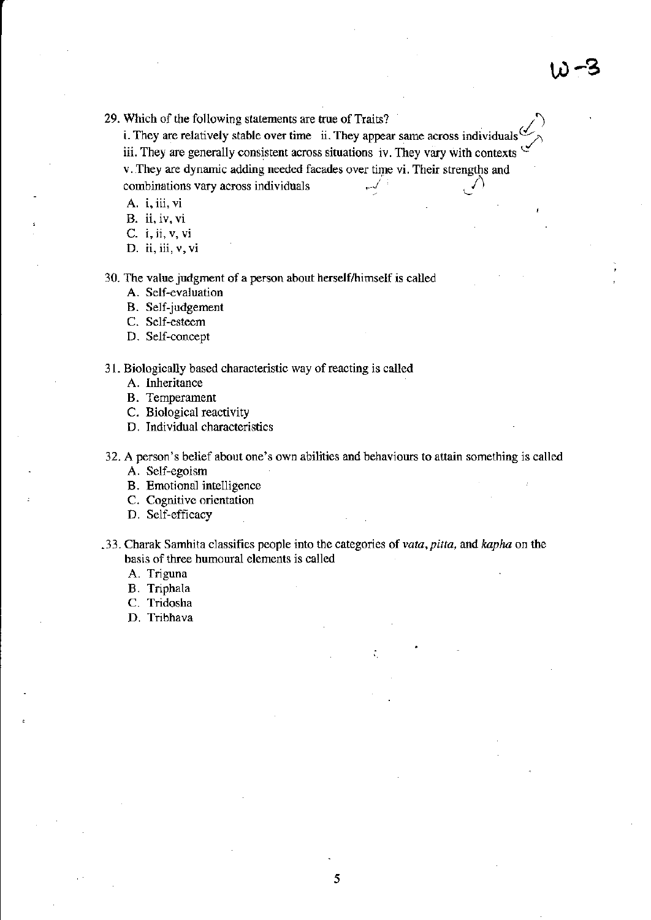29. Which of the following statements are true of Traits?

    i. They are relatively stable over time ii. They appear same across individuals
    iii. They are generally consistent across situations iv. They vary with contexts
    v. They are dynamic adding needed facades over time vi. Their strengths and combinations vary across individuals

    A. i, iii, vi
    B. ii, iv, vi
    C. i, ii, v, vi
    D. ii, iii, v, vi

30. The value judgment of a person about herself/himself is called

    A. Self-evaluation
    B. Self-judgement
    C. Self-esteem
    D. Self-concept

31. Biologically based characteristic way of reacting is called

    A. Inheritance
    B. Temperament
    C. Biological reactivity
    D. Individual characteristics

32. A person's belief about one's own abilities and behaviours to attain something is called

    A. Self-egoism
    B. Emotional intelligence
    C. Cognitive orientation
    D. Self-efficacy

33. Charak Samhita classifies people into the categories of *vata, pitta,* and *kapha* on the basis of three humoural elements is called

    A. Triguna
    B. Triphala
    C. Tridosha
    D. Tribhava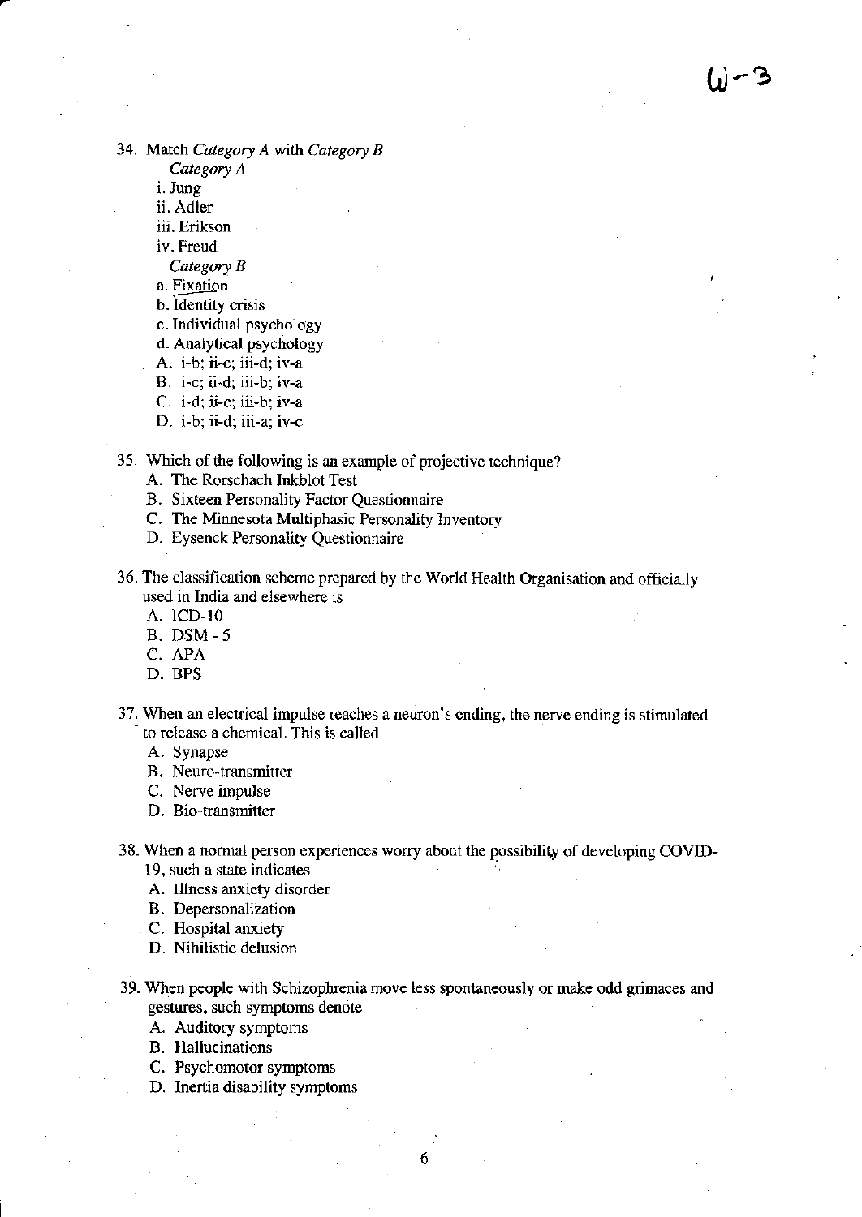34. Match *Category A* with *Category B*

    *Category A*

    i. Jung

    ii. Adler

    iii. Erikson

    iv. Freud

    *Category B*

    a. Fixation

    b. Identity crisis

    c. Individual psychology

    d. Analytical psychology

    A. i-b; ii-c; iii-d; iv-a
    B. i-c; ii-d; iii-b; iv-a
    C. i-d; ii-c; iii-b; iv-a
    D. i-b; ii-d; iii-a; iv-c

35. Which of the following is an example of projective technique?
    A. The Rorschach Inkblot Test
    B. Sixteen Personality Factor Questionnaire
    C. The Minnesota Multiphasic Personality Inventory
    D. Eysenck Personality Questionnaire

36. The classification scheme prepared by the World Health Organisation and officially used in India and elsewhere is
    A. ICD-10
    B. DSM - 5
    C. APA
    D. BPS

37. When an electrical impulse reaches a neuron's ending, the nerve ending is stimulated to release a chemical. This is called
    A. Synapse
    B. Neuro-transmitter
    C. Nerve impulse
    D. Bio-transmitter

38. When a normal person experiences worry about the possibility of developing COVID-19, such a state indicates
    A. Illness anxiety disorder
    B. Depersonalization
    C. Hospital anxiety
    D. Nihilistic delusion

39. When people with Schizophrenia move less spontaneously or make odd grimaces and gestures, such symptoms denote
    A. Auditory symptoms
    B. Hallucinations
    C. Psychomotor symptoms
    D. Inertia disability symptoms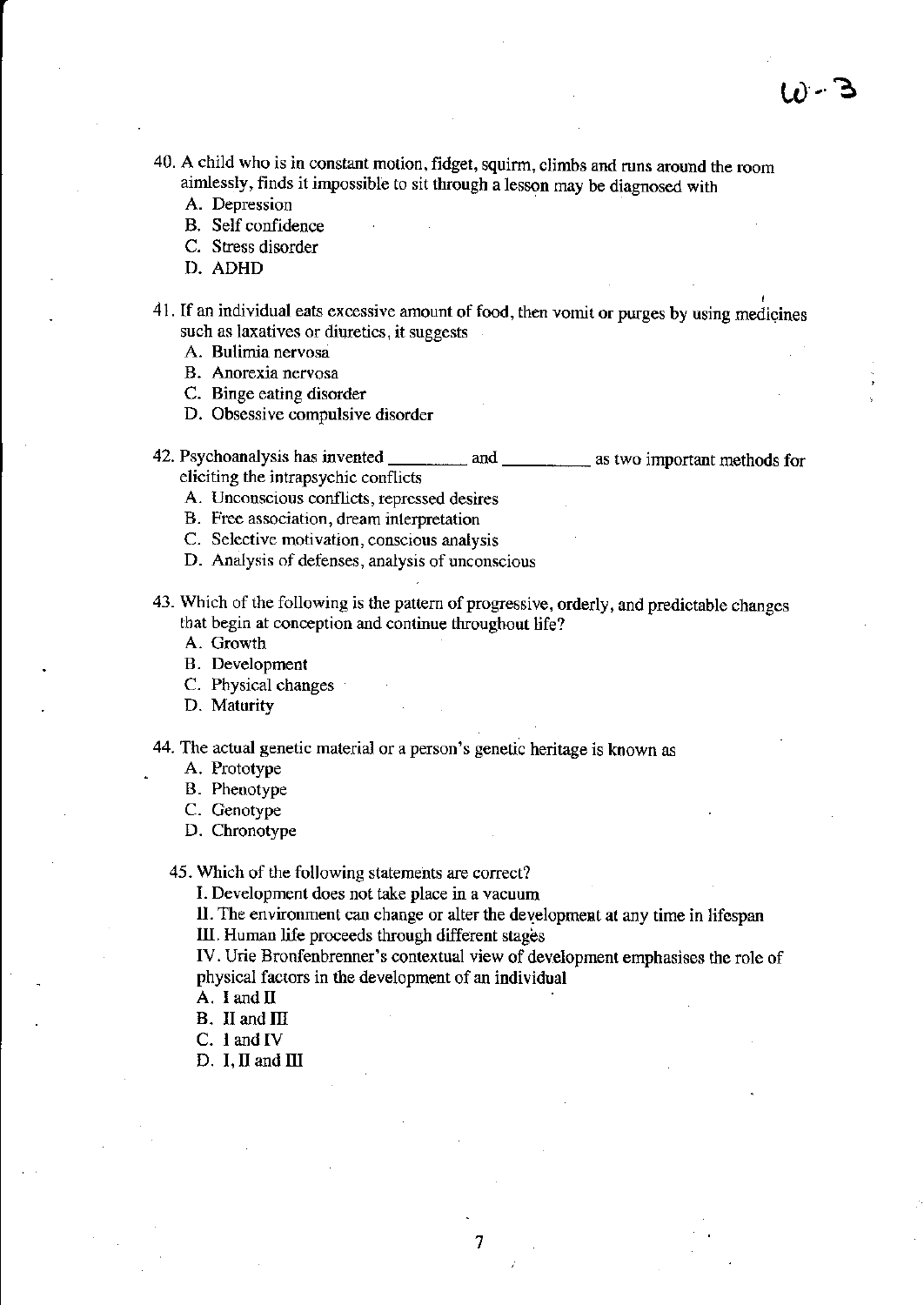40. A child who is in constant motion, fidget, squirm, climbs and runs around the room aimlessly, finds it impossible to sit through a lesson may be diagnosed with
    A. Depression
    B. Self confidence
    C. Stress disorder
    D. ADHD

41. If an individual eats excessive amount of food, then vomit or purges by using medicines such as laxatives or diuretics, it suggests
    A. Bulimia nervosa
    B. Anorexia nervosa
    C. Binge eating disorder
    D. Obsessive compulsive disorder

42. Psychoanalysis has invented _________ and _________ as two important methods for eliciting the intrapsychic conflicts
    A. Unconscious conflicts, repressed desires
    B. Free association, dream interpretation
    C. Selective motivation, conscious analysis
    D. Analysis of defenses, analysis of unconscious

43. Which of the following is the pattern of progressive, orderly, and predictable changes that begin at conception and continue throughout life?
    A. Growth
    B. Development
    C. Physical changes
    D. Maturity

44. The actual genetic material or a person's genetic heritage is known as
    A. Prototype
    B. Phenotype
    C. Genotype
    D. Chronotype

45. Which of the following statements are correct?

    I. Development does not take place in a vacuum

    II. The environment can change or alter the development at any time in lifespan

    III. Human life proceeds through different stages

    IV. Urie Bronfenbrenner's contextual view of development emphasises the role of physical factors in the development of an individual

    A. I and II
    B. II and III
    C. I and IV
    D. I, II and III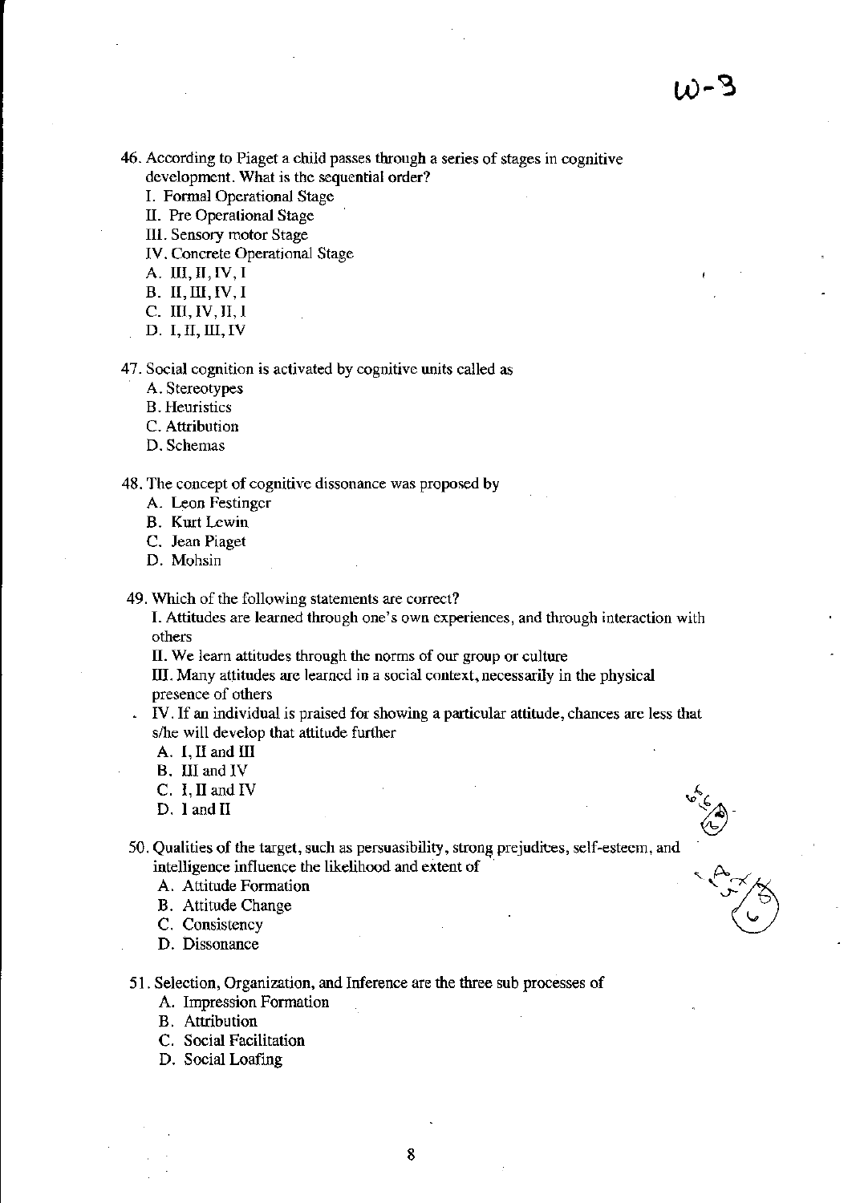W-3

46. According to Piaget a child passes through a series of stages in cognitive development. What is the sequential order?
    I. Formal Operational Stage
    II. Pre Operational Stage
    III. Sensory motor Stage
    IV. Concrete Operational Stage
    A. III, II, IV, I
    B. II, III, IV, I
    C. III, IV, II, I
    D. I, II, III, IV

47. Social cognition is activated by cognitive units called as
    A. Stereotypes
    B. Heuristics
    C. Attribution
    D. Schemas

48. The concept of cognitive dissonance was proposed by
    A. Leon Festinger
    B. Kurt Lewin
    C. Jean Piaget
    D. Mohsin

49. Which of the following statements are correct?
    I. Attitudes are learned through one's own experiences, and through interaction with others
    II. We learn attitudes through the norms of our group or culture
    III. Many attitudes are learned in a social context, necessarily in the physical presence of others
    IV. If an individual is praised for showing a particular attitude, chances are less that s/he will develop that attitude further
    A. I, II and III
    B. III and IV
    C. I, II and IV
    D. I and II

50. Qualities of the target, such as persuasibility, strong prejudices, self-esteem, and intelligence influence the likelihood and extent of
    A. Attitude Formation
    B. Attitude Change
    C. Consistency
    D. Dissonance

51. Selection, Organization, and Inference are the three sub processes of
    A. Impression Formation
    B. Attribution
    C. Social Facilitation
    D. Social Loafing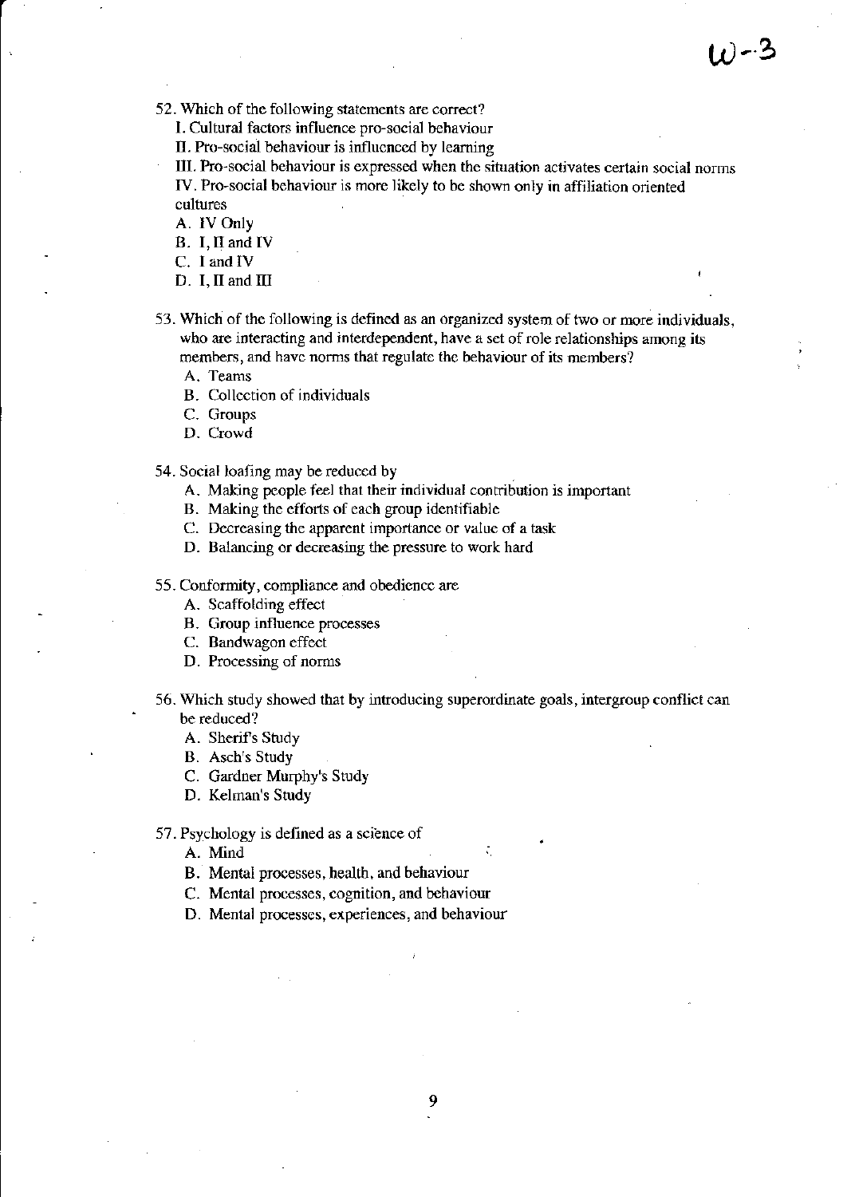52. Which of the following statements are correct?

    I. Cultural factors influence pro-social behaviour

    II. Pro-social behaviour is influenced by learning

    III. Pro-social behaviour is expressed when the situation activates certain social norms

    IV. Pro-social behaviour is more likely to be shown only in affiliation oriented cultures

    A. IV Only
    B. I, II and IV
    C. I and IV
    D. I, II and III

53. Which of the following is defined as an organized system of two or more individuals, who are interacting and interdependent, have a set of role relationships among its members, and have norms that regulate the behaviour of its members?

    A. Teams
    B. Collection of individuals
    C. Groups
    D. Crowd

54. Social loafing may be reduced by

    A. Making people feel that their individual contribution is important
    B. Making the efforts of each group identifiable
    C. Decreasing the apparent importance or value of a task
    D. Balancing or decreasing the pressure to work hard

55. Conformity, compliance and obedience are

    A. Scaffolding effect
    B. Group influence processes
    C. Bandwagon effect
    D. Processing of norms

56. Which study showed that by introducing superordinate goals, intergroup conflict can be reduced?

    A. Sherif's Study
    B. Asch's Study
    C. Gardner Murphy's Study
    D. Kelman's Study

57. Psychology is defined as a science of

    A. Mind
    B. Mental processes, health, and behaviour
    C. Mental processes, cognition, and behaviour
    D. Mental processes, experiences, and behaviour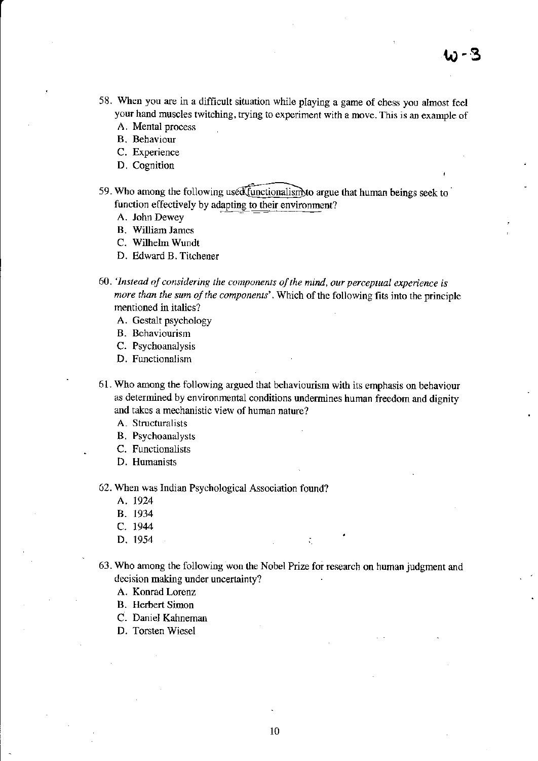58. When you are in a difficult situation while playing a game of chess you almost feel your hand muscles twitching, trying to experiment with a move. This is an example of
    A. Mental process
    B. Behaviour
    C. Experience
    D. Cognition

59. Who among the following used functionalism to argue that human beings seek to function effectively by adapting to their environment?
    A. John Dewey
    B. William James
    C. Wilhelm Wundt
    D. Edward B. Titchener

60. *'Instead of considering the components of the mind, our perceptual experience is more than the sum of the components'*. Which of the following fits into the principle mentioned in italics?
    A. Gestalt psychology
    B. Behaviourism
    C. Psychoanalysis
    D. Functionalism

61. Who among the following argued that behaviourism with its emphasis on behaviour as determined by environmental conditions undermines human freedom and dignity and takes a mechanistic view of human nature?
    A. Structuralists
    B. Psychoanalysts
    C. Functionalists
    D. Humanists

62. When was Indian Psychological Association found?
    A. 1924
    B. 1934
    C. 1944
    D. 1954

63. Who among the following won the Nobel Prize for research on human judgment and decision making under uncertainty?
    A. Konrad Lorenz
    B. Herbert Simon
    C. Daniel Kahneman
    D. Torsten Wiesel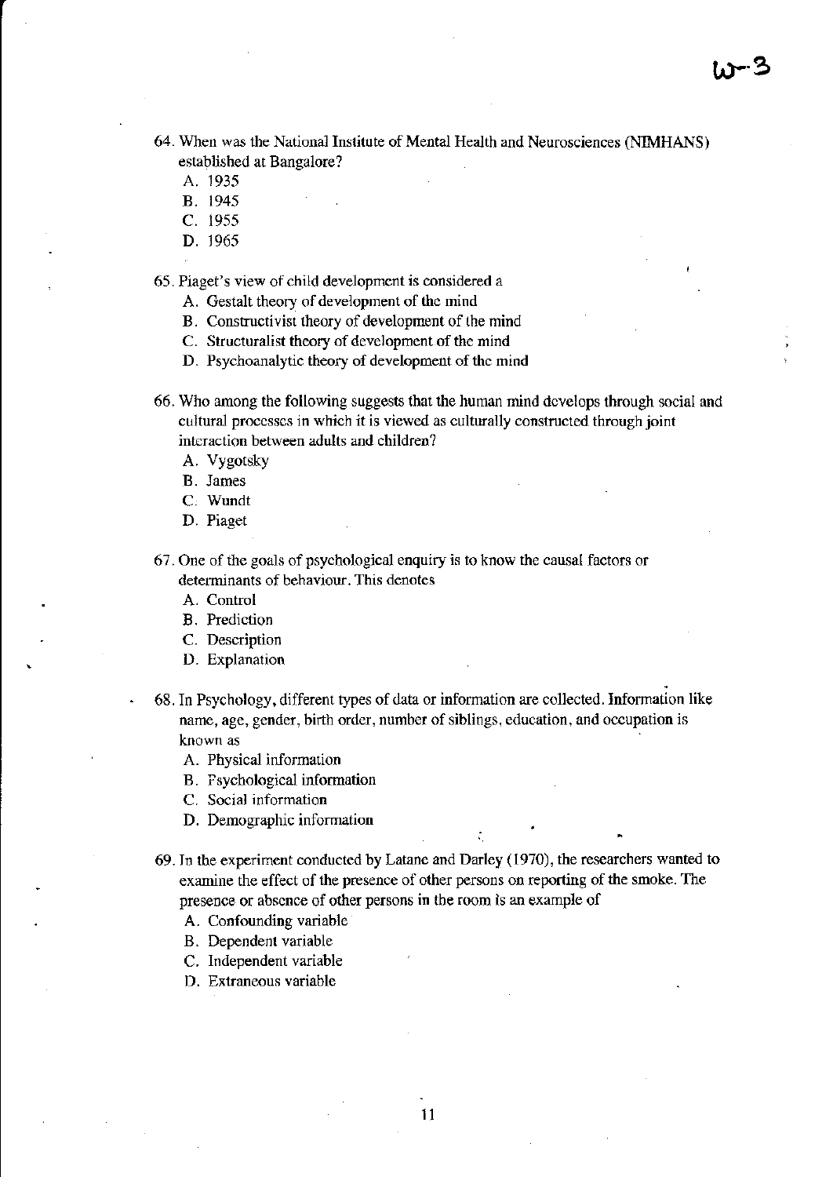64. When was the National Institute of Mental Health and Neurosciences (NIMHANS) established at Bangalore?
   A. 1935
   B. 1945
   C. 1955
   D. 1965

65. Piaget's view of child development is considered a
   A. Gestalt theory of development of the mind
   B. Constructivist theory of development of the mind
   C. Structuralist theory of development of the mind
   D. Psychoanalytic theory of development of the mind

66. Who among the following suggests that the human mind develops through social and cultural processes in which it is viewed as culturally constructed through joint interaction between adults and children?
   A. Vygotsky
   B. James
   C. Wundt
   D. Piaget

67. One of the goals of psychological enquiry is to know the causal factors or determinants of behaviour. This denotes
   A. Control
   B. Prediction
   C. Description
   D. Explanation

68. In Psychology, different types of data or information are collected. Information like name, age, gender, birth order, number of siblings, education, and occupation is known as
   A. Physical information
   B. Psychological information
   C. Social information
   D. Demographic information

69. In the experiment conducted by Latane and Darley (1970), the researchers wanted to examine the effect of the presence of other persons on reporting of the smoke. The presence or absence of other persons in the room is an example of
   A. Confounding variable
   B. Dependent variable
   C. Independent variable
   D. Extraneous variable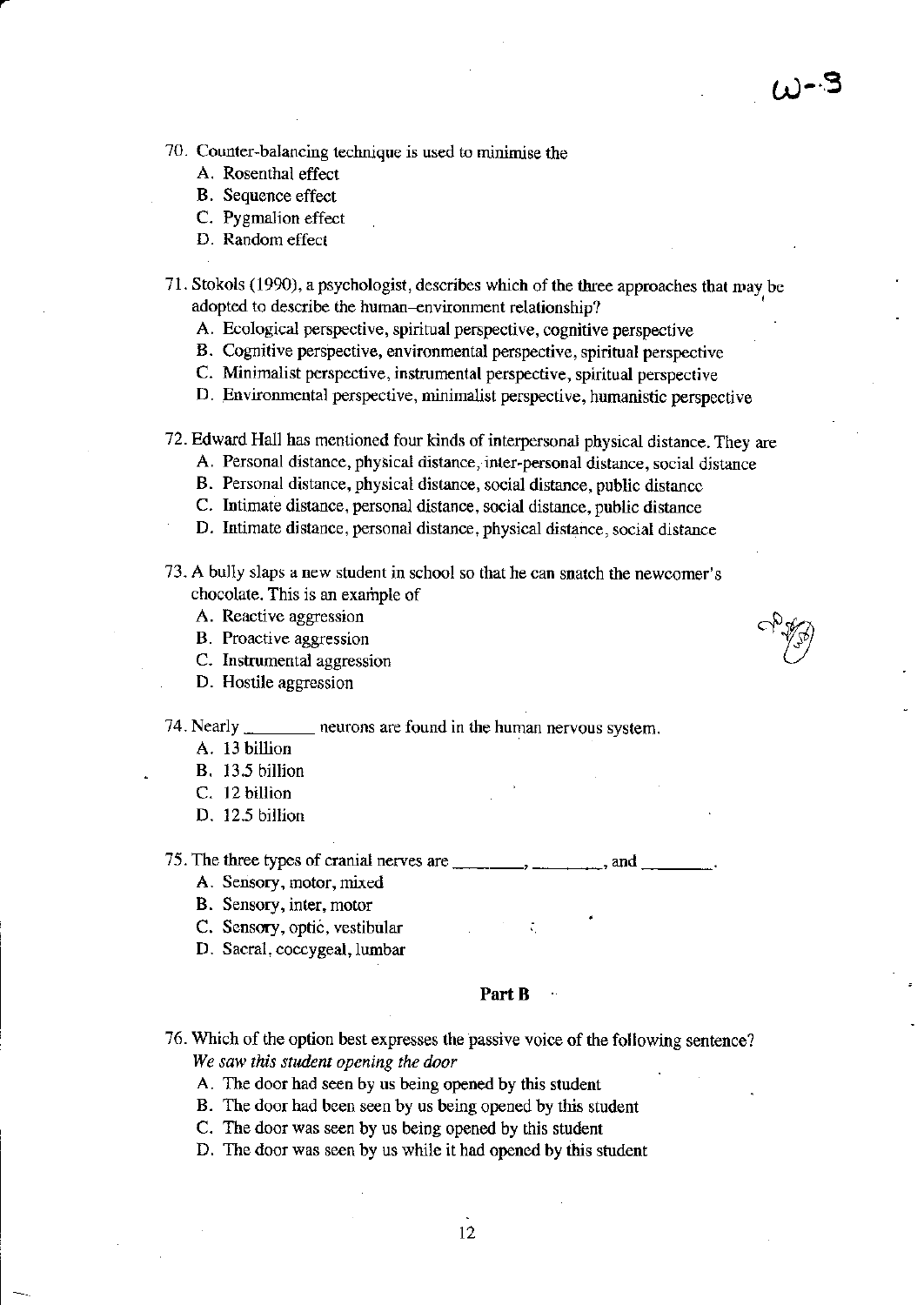70. Counter-balancing technique is used to minimise the
    - A. Rosenthal effect
    - B. Sequence effect
    - C. Pygmalion effect
    - D. Random effect

71. Stokols (1990), a psychologist, describes which of the three approaches that may be adopted to describe the human–environment relationship?
    - A. Ecological perspective, spiritual perspective, cognitive perspective
    - B. Cognitive perspective, environmental perspective, spiritual perspective
    - C. Minimalist perspective, instrumental perspective, spiritual perspective
    - D. Environmental perspective, minimalist perspective, humanistic perspective

72. Edward Hall has mentioned four kinds of interpersonal physical distance. They are
    - A. Personal distance, physical distance, inter-personal distance, social distance
    - B. Personal distance, physical distance, social distance, public distance
    - C. Intimate distance, personal distance, social distance, public distance
    - D. Intimate distance, personal distance, physical distance, social distance

73. A bully slaps a new student in school so that he can snatch the newcomer's chocolate. This is an example of
    - A. Reactive aggression
    - B. Proactive aggression
    - C. Instrumental aggression
    - D. Hostile aggression

74. Nearly ________ neurons are found in the human nervous system.
    - A. 13 billion
    - B. 13.5 billion
    - C. 12 billion
    - D. 12.5 billion

75. The three types of cranial nerves are ________, ________, and ________.
    - A. Sensory, motor, mixed
    - B. Sensory, inter, motor
    - C. Sensory, optic, vestibular
    - D. Sacral, coccygeal, lumbar

## Part B

76. Which of the option best expresses the passive voice of the following sentence?
    *We saw this student opening the door*
    - A. The door had seen by us being opened by this student
    - B. The door had been seen by us being opened by this student
    - C. The door was seen by us being opened by this student
    - D. The door was seen by us while it had opened by this student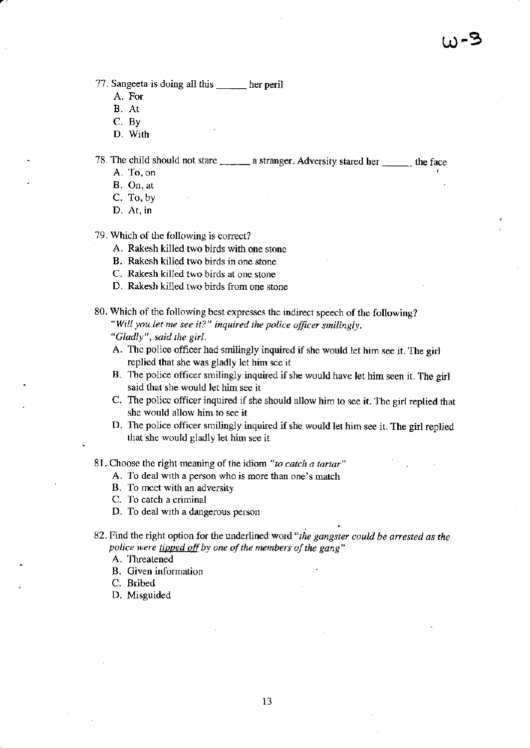W-3

77. Sangeeta is doing all this ______ her peril
    A. For
    B. At
    C. By
    D. With

78. The child should not stare ______ a stranger. Adversity stared her ______ the face
    A. To, on
    B. On, at
    C. To, by
    D. At, in

79. Which of the following is correct?
    A. Rakesh killed two birds with one stone
    B. Rakesh killed two birds in one stone
    C. Rakesh killed two birds at one stone
    D. Rakesh killed two birds from one stone

80. Which of the following best expresses the indirect speech of the following?
    *"Will you let me see it?" inquired the police officer smilingly.*
    *"Gladly", said the girl.*
    A. The police officer had smilingly inquired if she would let him see it. The girl replied that she was gladly let him see it
    B. The police officer smilingly inquired if she would have let him seen it. The girl said that she would let him see it
    C. The police officer inquired if she should allow him to see it. The girl replied that she would allow him to see it
    D. The police officer smilingly inquired if she would let him see it. The girl replied that she would gladly let him see it

81. Choose the right meaning of the idiom *"to catch a tartar"*
    A. To deal with a person who is more than one's match
    B. To meet with an adversity
    C. To catch a criminal
    D. To deal with a dangerous person

82. Find the right option for the underlined word "*the gangster could be arrested as the police were <u>tipped off</u> by one of the members of the gang*"
    A. Threatened
    B. Given information
    C. Bribed
    D. Misguided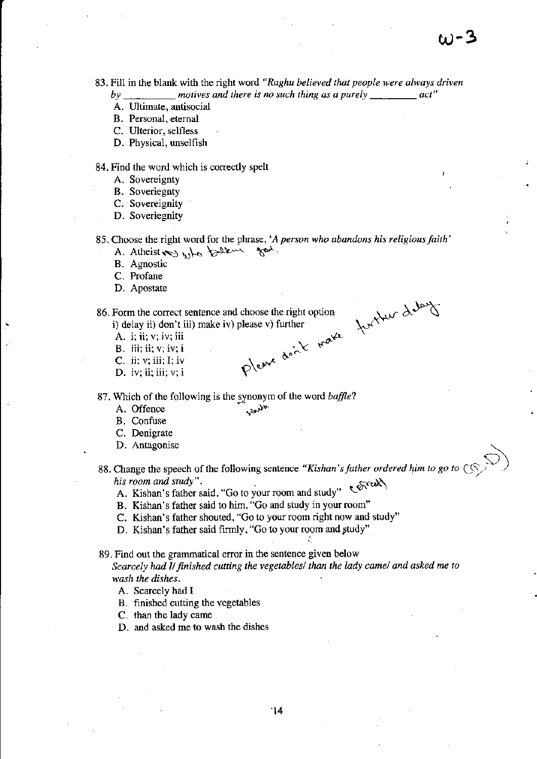83. Fill in the blank with the right word *"Raghu believed that people were always driven by _________ motives and there is no such thing as a purely _________ act"*
    - A. Ultimate, antisocial
    - B. Personal, eternal
    - C. Ulterior, selfless
    - D. Physical, unselfish

84. Find the word which is correctly spelt
    - A. Sovereignty
    - B. Soveriegnty
    - C. Sovereignity
    - D. Soveriegnity

85. Choose the right word for the phrase, *'A person who abandons his religious faith'*
    - A. Atheist
    - B. Agnostic
    - C. Profane
    - D. Apostate

86. Form the correct sentence and choose the right option
    i) delay ii) don't iii) make iv) please v) further
    - A. i; ii; v; iv; iii
    - B. iii; ii; v; iv; i
    - C. ii; v; iii; I; iv
    - D. iv; ii; iii; v; i

87. Which of the following is the synonym of the word *baffle*?
    - A. Offence
    - B. Confuse
    - C. Denigrate
    - D. Antagonise

88. Change the speech of the following sentence *"Kishan's father ordered him to go to his room and study"*.
    - A. Kishan's father said, "Go to your room and study"
    - B. Kishan's father said to him, "Go and study in your room"
    - C. Kishan's father shouted, "Go to your room right now and study"
    - D. Kishan's father said firmly, "Go to your room and study"

89. Find out the grammatical error in the sentence given below
    *Scarcely had I/ finished cutting the vegetables/ than the lady came/ and asked me to wash the dishes.*
    - A. Scarcely had I
    - B. finished cutting the vegetables
    - C. than the lady came
    - D. and asked me to wash the dishes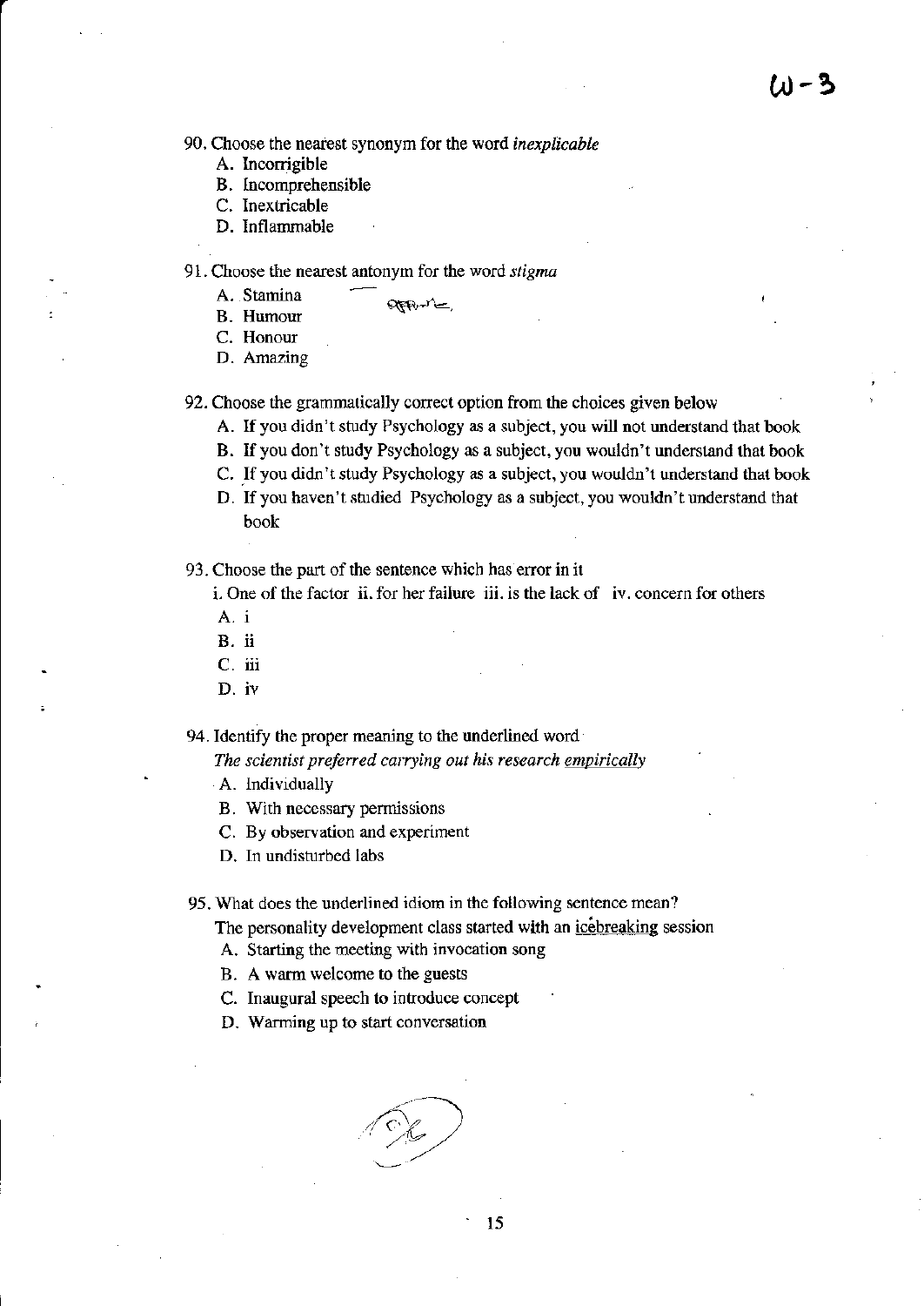90. Choose the nearest synonym for the word *inexplicable*
   A. Incorrigible
   B. Incomprehensible
   C. Inextricable
   D. Inflammable

91. Choose the nearest antonym for the word *stigma*
   A. Stamina
   B. Humour
   C. Honour
   D. Amazing

92. Choose the grammatically correct option from the choices given below
   A. If you didn't study Psychology as a subject, you will not understand that book
   B. If you don't study Psychology as a subject, you wouldn't understand that book
   C. If you didn't study Psychology as a subject, you wouldn't understand that book
   D. If you haven't studied Psychology as a subject, you wouldn't understand that book

93. Choose the part of the sentence which has error in it
   i. One of the factor ii. for her failure iii. is the lack of iv. concern for others
   A. i
   B. ii
   C. iii
   D. iv

94. Identify the proper meaning to the underlined word
   *The scientist preferred carrying out his research empirically*
   A. Individually
   B. With necessary permissions
   C. By observation and experiment
   D. In undisturbed labs

95. What does the underlined idiom in the following sentence mean?
   The personality development class started with an icebreaking session
   A. Starting the meeting with invocation song
   B. A warm welcome to the guests
   C. Inaugural speech to introduce concept
   D. Warming up to start conversation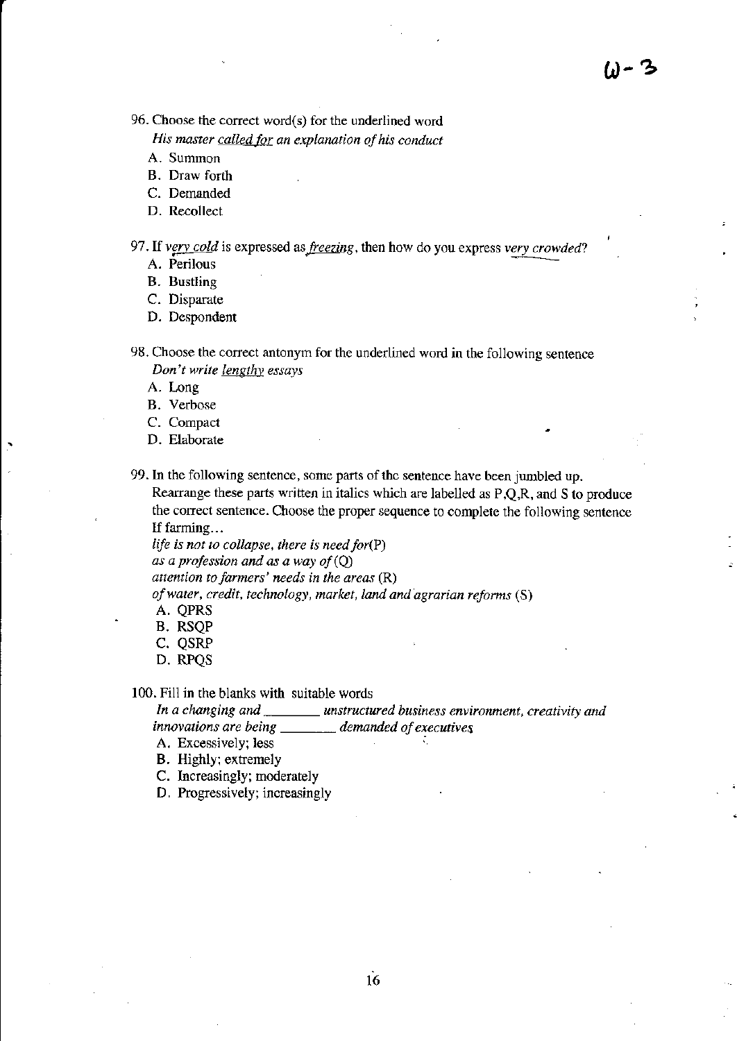W-3

96. Choose the correct word(s) for the underlined word

*His master called for an explanation of his conduct*

A. Summon
B. Draw forth
C. Demanded
D. Recollect

97. If *very cold* is expressed as *freezing*, then how do you express *very crowded*?

A. Perilous
B. Bustling
C. Disparate
D. Despondent

98. Choose the correct antonym for the underlined word in the following sentence

*Don't write lengthy essays*

A. Long
B. Verbose
C. Compact
D. Elaborate

99. In the following sentence, some parts of the sentence have been jumbled up. Rearrange these parts written in italics which are labelled as P,Q,R, and S to produce the correct sentence. Choose the proper sequence to complete the following sentence

If farming...

*life is not to collapse, there is need for*(P)
*as a profession and as a way of* (Q)
*attention to farmers' needs in the areas* (R)
*of water, credit, technology, market, land and agrarian reforms* (S)

A. QPRS
B. RSQP
C. QSRP
D. RPQS

100. Fill in the blanks with suitable words

*In a changing and \_\_\_\_\_\_\_\_ unstructured business environment, creativity and innovations are being \_\_\_\_\_\_\_\_ demanded of executives*

A. Excessively; less
B. Highly; extremely
C. Increasingly; moderately
D. Progressively; increasingly